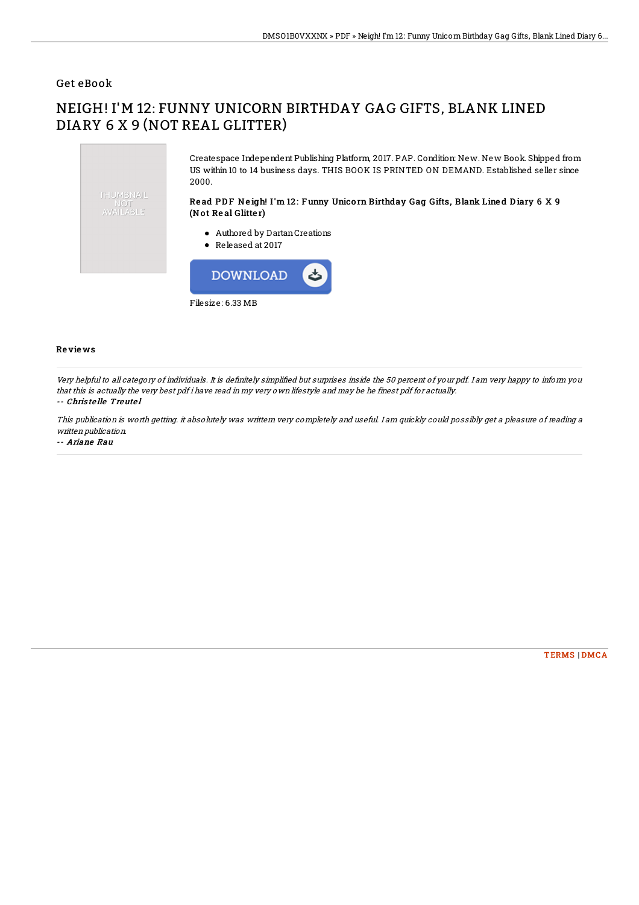Get eBook

# NEIGH! I'M 12: FUNNY UNICORN BIRTHDAY GAG GIFTS, BLANK LINED DIARY 6 X 9 (NOT REAL GLITTER)

Createspace Independent Publishing Platform, 2017. PAP. Condition: New. New Book. Shipped from US within 10 to 14 business days. THIS BOOK IS PRINTED ON DEMAND. Established seller since 2000.

### Read PDF Neigh! I'm 12: Funny Unicorn Birthday Gag Gifts, Blank Lined Diary 6 X 9 (Not Real Glitter)

- Authored by Dartan Creations
- Released at 2017

DOWNLOAD

Filesize: 6.33 MB

## Reviews

*Very helpful to all category of individuals. It is definitely simplified but surprises inside the 50 percent of your pdf. I am very happy to inform you that this is actually the very best pdf i have read in my very own lifestyle and may be he finest pdf for actually.*

-- ***Christelle Treutel***

*This publication is worth getting. it absolutely was writtern very completely and useful. I am quickly could possibly get a pleasure of reading a written publication.*

-- ***Ariane Rau***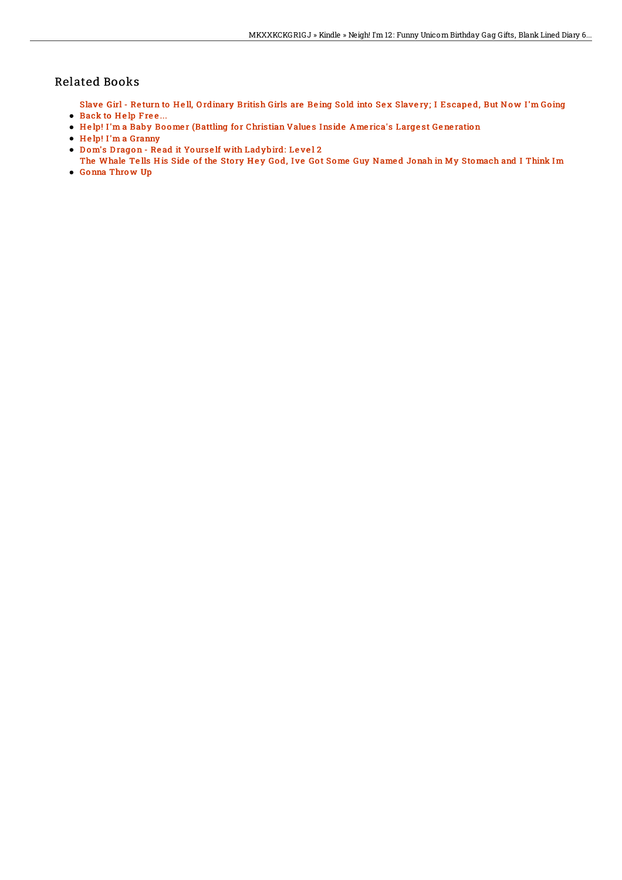## Related Books

- Slave Girl - Return to Hell, Ordinary British Girls are Being Sold into Sex Slavery; I Escaped, But Now I'm Going Back to Help Free...
- Help! I'm a Baby Boomer (Battling for Christian Values Inside America's Largest Generation
- Help! I'm a Granny
- Dom's Dragon - Read it Yourself with Ladybird: Level 2
- The Whale Tells His Side of the Story Hey God, Ive Got Some Guy Named Jonah in My Stomach and I Think Im Gonna Throw Up